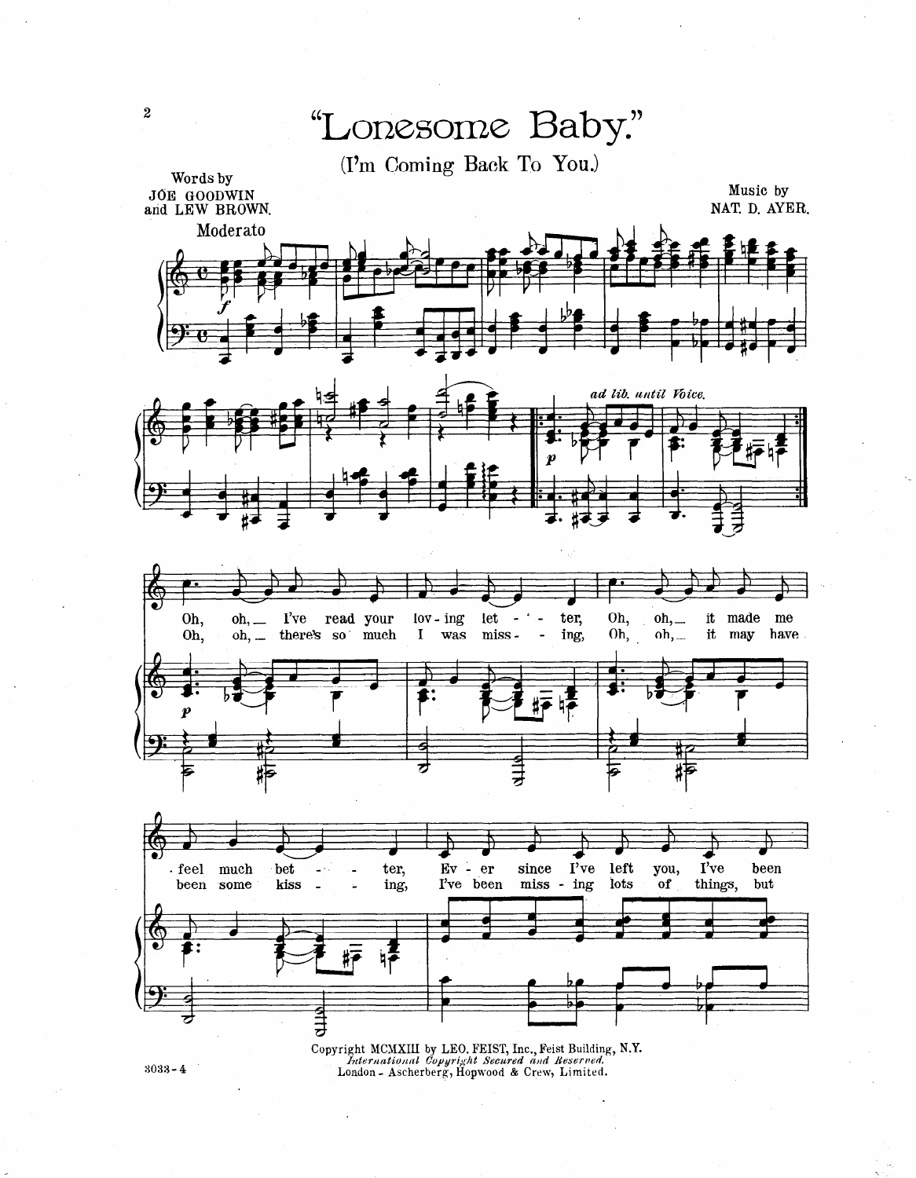# "Lonesome Baby."

## (I'm Coming Back To You.)

Words by
JOE GOODWIN
and LEW BROWN.

Music by
NAT. D. AYER.

Moderato

*ad lib. until Voice.*

Oh, oh,— I've read your lov-ing let - - ter, Oh, oh,— it made me feel much bet - - ter, Ev-er since I've left you, I've been

Oh, oh,— there's so much I was miss - - ing, Oh, oh,— it may have been some kiss - - ing, I've been miss-ing lots of things, but

Copyright MCMXIII by LEO. FEIST, Inc., Feist Building, N.Y.
*International Copyright Secured and Reserved.*
London - Ascherberg, Hopwood & Crew, Limited.

3033-4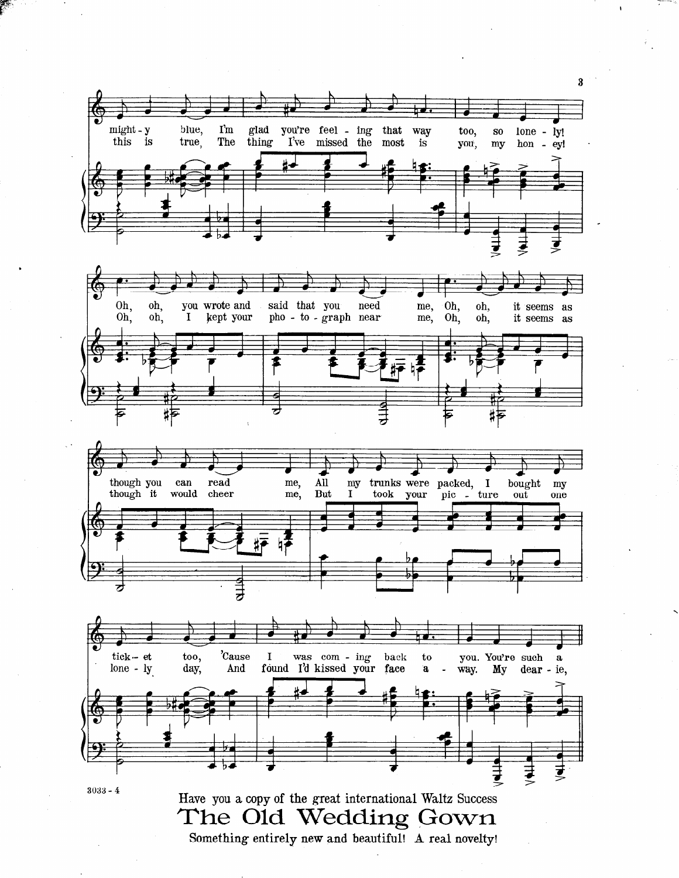Have you a copy of the great international Waltz Success

# The Old Wedding Gown

Something entirely new and beautiful! A real novelty!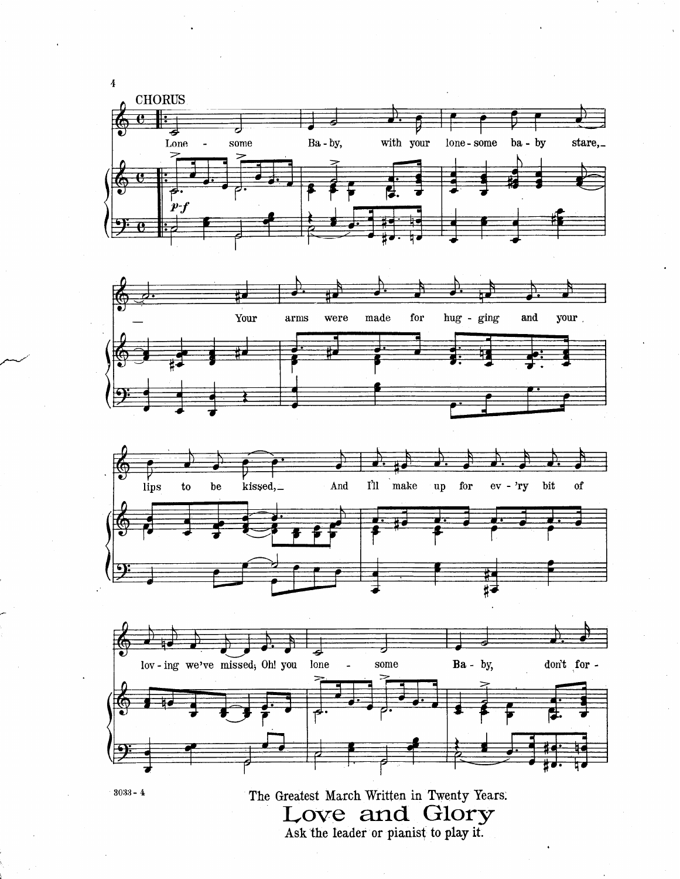CHORUS

Lone - some Ba - by, with your lone - some ba - by stare, — Your arms were made for hug - ging and your lips to be kissed, — And I'll make up for ev - 'ry bit of lov - ing we've missed; Oh! you lone - some Ba - by, don't for -

3033 - 4

The Greatest March Written in Twenty Years.

**Love and Glory**

Ask the leader or pianist to play it.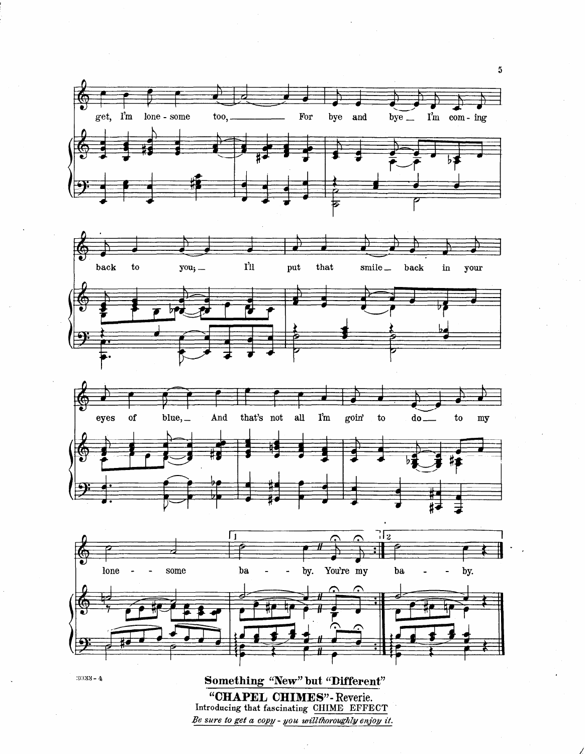get, I'm lone - some too, For bye and bye I'm com - ing

back to you; I'll put that smile back in your

eyes of blue, And that's not all I'm goin' to do to my

lone - some ba - by. You're my ba - by.

3033 - 4

**Something "New" but "Different"**

**"CHAPEL CHIMES"** - Reverie.

Introducing that fascinating CHIME EFFECT

*Be sure to get a copy - you will thoroughly enjoy it.*